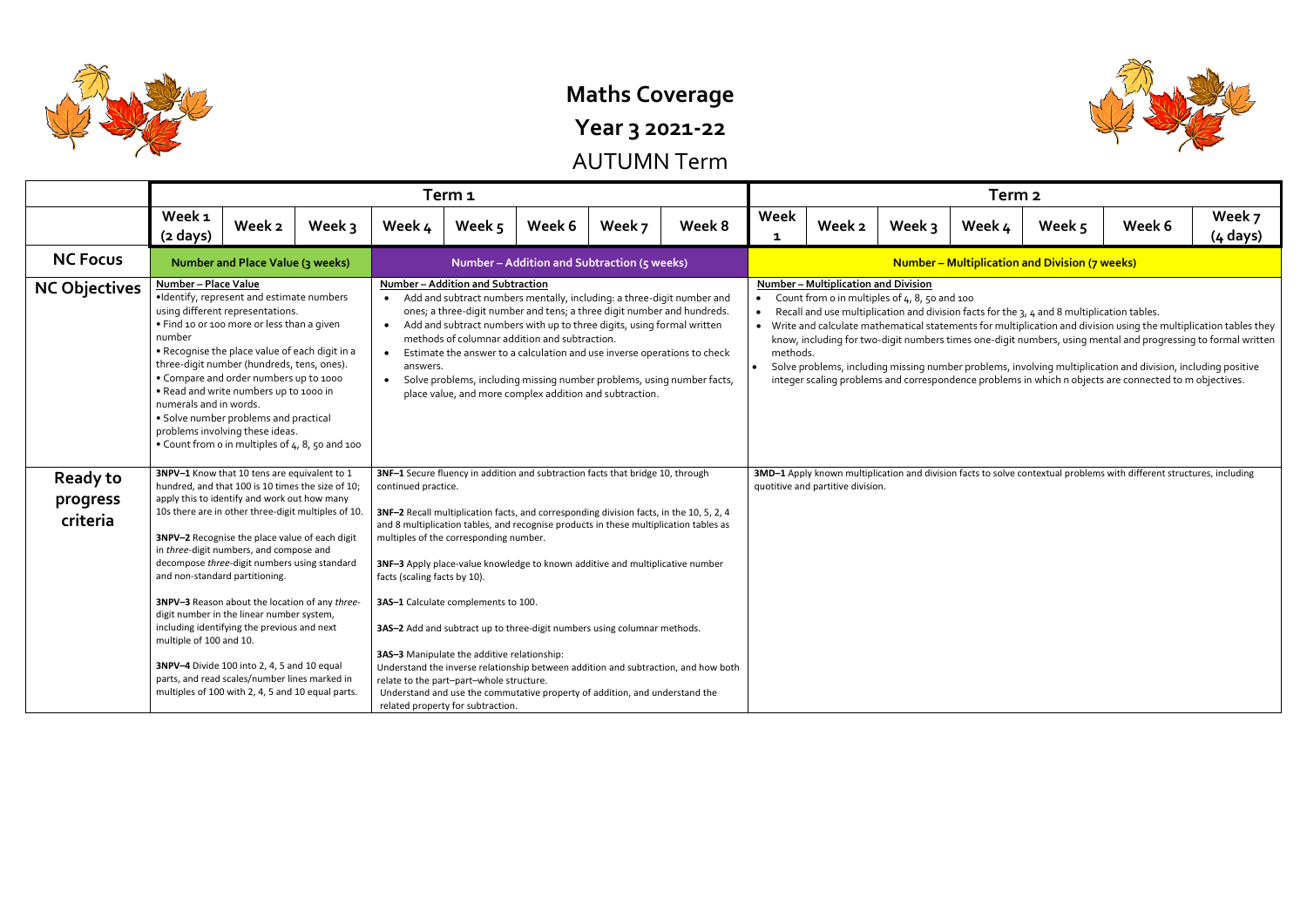# Maths Coverage

## Year 3 2021-22

## AUTUMN Term

| | Term 1 | | | | | | | | Term 2 | | | | | | |
|---|---|---|---|---|---|---|---|---|---|---|---|---|---|---|---|
| | Week 1 (2 days) | Week 2 | Week 3 | Week 4 | Week 5 | Week 6 | Week 7 | Week 8 | Week 1 | Week 2 | Week 3 | Week 4 | Week 5 | Week 6 | Week 7 (4 days) |
| **NC Focus** | Number and Place Value (3 weeks) | | | Number – Addition and Subtraction (5 weeks) | | | | | Number – Multiplication and Division (7 weeks) | | | | | | |
| **NC Objectives** | Number – Place Value<br>•Identify, represent and estimate numbers using different representations.<br>• Find 10 or 100 more or less than a given number<br>• Recognise the place value of each digit in a three-digit number (hundreds, tens, ones).<br>• Compare and order numbers up to 1000<br>• Read and write numbers up to 1000 in numerals and in words.<br>• Solve number problems and practical problems involving these ideas.<br>• Count from 0 in multiples of 4, 8, 50 and 100 | | | Number – Addition and Subtraction<br>• Add and subtract numbers mentally, including: a three-digit number and ones; a three-digit number and tens; a three digit number and hundreds.<br>• Add and subtract numbers with up to three digits, using formal written methods of columnar addition and subtraction.<br>• Estimate the answer to a calculation and use inverse operations to check answers.<br>• Solve problems, including missing number problems, using number facts, place value, and more complex addition and subtraction. | | | | | Number – Multiplication and Division<br>• Count from 0 in multiples of 4, 8, 50 and 100<br>• Recall and use multiplication and division facts for the 3, 4 and 8 multiplication tables.<br>• Write and calculate mathematical statements for multiplication and division using the multiplication tables they know, including for two-digit numbers times one-digit numbers, using mental and progressing to formal written methods.<br>• Solve problems, including missing number problems, involving multiplication and division, including positive integer scaling problems and correspondence problems in which n objects are connected to m objectives. | | | | | | |
| **Ready to progress criteria** | **3NPV–1** Know that 10 tens are equivalent to 1 hundred, and that 100 is 10 times the size of 10; apply this to identify and work out how many 10s there are in other three-digit multiples of 10.<br><br>**3NPV–2** Recognise the place value of each digit in *three*-digit numbers, and compose and decompose *three*-digit numbers using standard and non-standard partitioning.<br><br>**3NPV–3** Reason about the location of any *three*-digit number in the linear number system, including identifying the previous and next multiple of 100 and 10.<br><br>**3NPV–4** Divide 100 into 2, 4, 5 and 10 equal parts, and read scales/number lines marked in multiples of 100 with 2, 4, 5 and 10 equal parts. | | | **3NF–1** Secure fluency in addition and subtraction facts that bridge 10, through continued practice.<br><br>**3NF–2** Recall multiplication facts, and corresponding division facts, in the 10, 5, 2, 4 and 8 multiplication tables, and recognise products in these multiplication tables as multiples of the corresponding number.<br><br>**3NF–3** Apply place-value knowledge to known additive and multiplicative number facts (scaling facts by 10).<br><br>**3AS–1** Calculate complements to 100.<br><br>**3AS–2** Add and subtract up to three-digit numbers using columnar methods.<br><br>**3AS–3** Manipulate the additive relationship:<br>Understand the inverse relationship between addition and subtraction, and how both relate to the part–part–whole structure.<br>Understand and use the commutative property of addition, and understand the related property for subtraction. | | | | | **3MD–1** Apply known multiplication and division facts to solve contextual problems with different structures, including quotitive and partitive division. | | | | | | |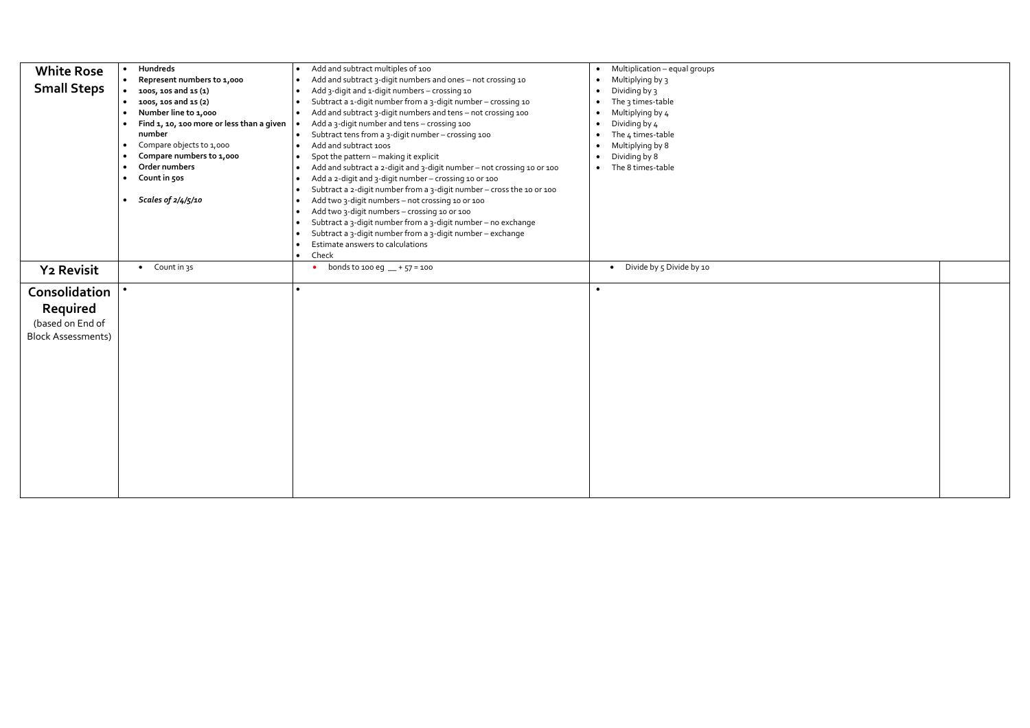| | | | | |
|---|---|---|---|---|
| **White Rose Small Steps** | • **Hundreds**<br>• **Represent numbers to 1,000**<br>• **100s, 10s and 1s (1)**<br>• **100s, 10s and 1s (2)**<br>• **Number line to 1,000**<br>• **Find 1, 10, 100 more or less than a given number**<br>• Compare objects to 1,000<br>• **Compare numbers to 1,000**<br>• **Order numbers**<br>• **Count in 50s**<br><br>• ***Scales of 2/4/5/10*** | • Add and subtract multiples of 100<br>• Add and subtract 3-digit numbers and ones – not crossing 10<br>• Add 3-digit and 1-digit numbers – crossing 10<br>• Subtract a 1-digit number from a 3-digit number – crossing 10<br>• Add and subtract 3-digit numbers and tens – not crossing 100<br>• Add a 3-digit number and tens – crossing 100<br>• Subtract tens from a 3-digit number – crossing 100<br>• Add and subtract 100s<br>• Spot the pattern – making it explicit<br>• Add and subtract a 2-digit and 3-digit number – not crossing 10 or 100<br>• Add a 2-digit and 3-digit number – crossing 10 or 100<br>• Subtract a 2-digit number from a 3-digit number – cross the 10 or 100<br>• Add two 3-digit numbers – not crossing 10 or 100<br>• Add two 3-digit numbers – crossing 10 or 100<br>• Subtract a 3-digit number from a 3-digit number – no exchange<br>• Subtract a 3-digit number from a 3-digit number – exchange<br>• Estimate answers to calculations<br>• Check | • Multiplication – equal groups<br>• Multiplying by 3<br>• Dividing by 3<br>• The 3 times-table<br>• Multiplying by 4<br>• Dividing by 4<br>• The 4 times-table<br>• Multiplying by 8<br>• Dividing by 8<br>• The 8 times-table | |
| **Y2 Revisit** | • Count in 3s | • bonds to 100 eg __ + 57 = 100 | • Divide by 5 Divide by 10 | |
| **Consolidation Required** (based on End of Block Assessments) | • | • | • | |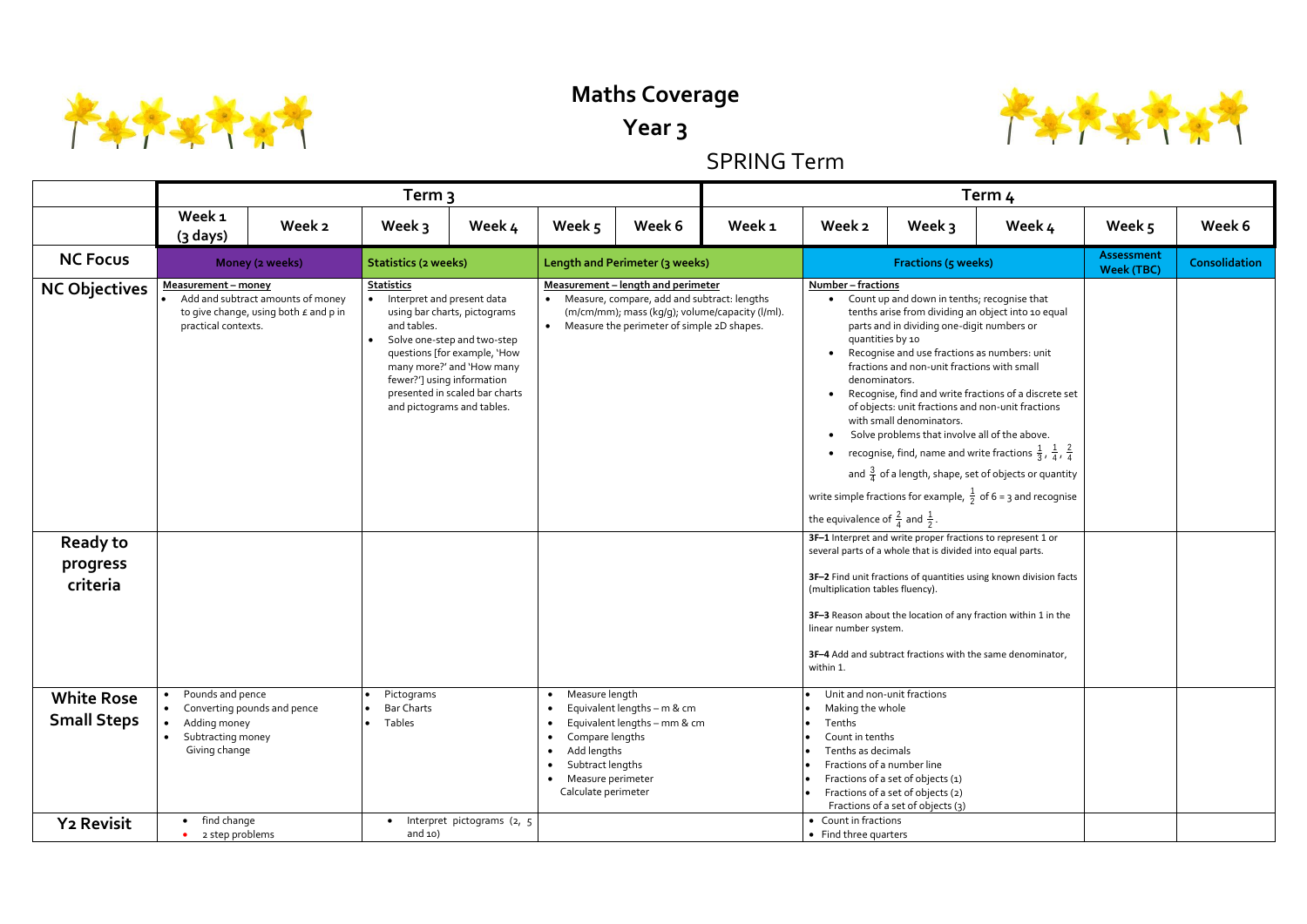# Maths Coverage

## Year 3

### SPRING Term

| | Term 3 | | | | | | Term 4 | | | | | |
|---|---|---|---|---|---|---|---|---|---|---|---|---|
| | Week 1 (3 days) | Week 2 | Week 3 | Week 4 | Week 5 | Week 6 | Week 1 | Week 2 | Week 3 | Week 4 | Week 5 | Week 6 |
| **NC Focus** | Money (2 weeks) | | Statistics (2 weeks) | | Length and Perimeter (3 weeks) | | | Fractions (5 weeks) | | | Assessment Week (TBC) | Consolidation |
| **NC Objectives** | <u>Measurement – money</u><br>• Add and subtract amounts of money to give change, using both £ and p in practical contexts. | | <u>Statistics</u><br>• Interpret and present data using bar charts, pictograms and tables.<br>• Solve one-step and two-step questions [for example, 'How many more?' and 'How many fewer?'] using information presented in scaled bar charts and pictograms and tables. | | <u>Measurement – length and perimeter</u><br>• Measure, compare, add and subtract: lengths (m/cm/mm); mass (kg/g); volume/capacity (l/ml).<br>• Measure the perimeter of simple 2D shapes. | | | <u>Number – fractions</u><br>• Count up and down in tenths; recognise that tenths arise from dividing an object into 10 equal parts and in dividing one-digit numbers or quantities by 10<br>• Recognise and use fractions as numbers: unit fractions and non-unit fractions with small denominators.<br>• Recognise, find and write fractions of a discrete set of objects: unit fractions and non-unit fractions with small denominators.<br>• Solve problems that involve all of the above.<br>• recognise, find, name and write fractions $\frac{1}{3}$, $\frac{1}{4}$, $\frac{2}{4}$ and $\frac{3}{4}$ of a length, shape, set of objects or quantity<br>write simple fractions for example, $\frac{1}{2}$ of 6 = 3 and recognise the equivalence of $\frac{2}{4}$ and $\frac{1}{2}$. | | | | |
| **Ready to progress criteria** | | | | | | | | **3F–1** Interpret and write proper fractions to represent 1 or several parts of a whole that is divided into equal parts.<br>**3F–2** Find unit fractions of quantities using known division facts (multiplication tables fluency).<br>**3F–3** Reason about the location of any fraction within 1 in the linear number system.<br>**3F–4** Add and subtract fractions with the same denominator, within 1. | | | | |
| **White Rose Small Steps** | • Pounds and pence<br>• Converting pounds and pence<br>• Adding money<br>• Subtracting money<br>Giving change | | • Pictograms<br>• Bar Charts<br>• Tables | | • Measure length<br>• Equivalent lengths – m & cm<br>• Equivalent lengths – mm & cm<br>• Compare lengths<br>• Add lengths<br>• Subtract lengths<br>• Measure perimeter<br>Calculate perimeter | | | • Unit and non-unit fractions<br>• Making the whole<br>• Tenths<br>• Count in tenths<br>• Tenths as decimals<br>• Fractions of a number line<br>• Fractions of a set of objects (1)<br>• Fractions of a set of objects (2)<br>Fractions of a set of objects (3) | | | | |
| **Y2 Revisit** | • find change<br>• 2 step problems | | • Interpret pictograms (2, 5 and 10) | | | | | • Count in fractions<br>• Find three quarters | | | | |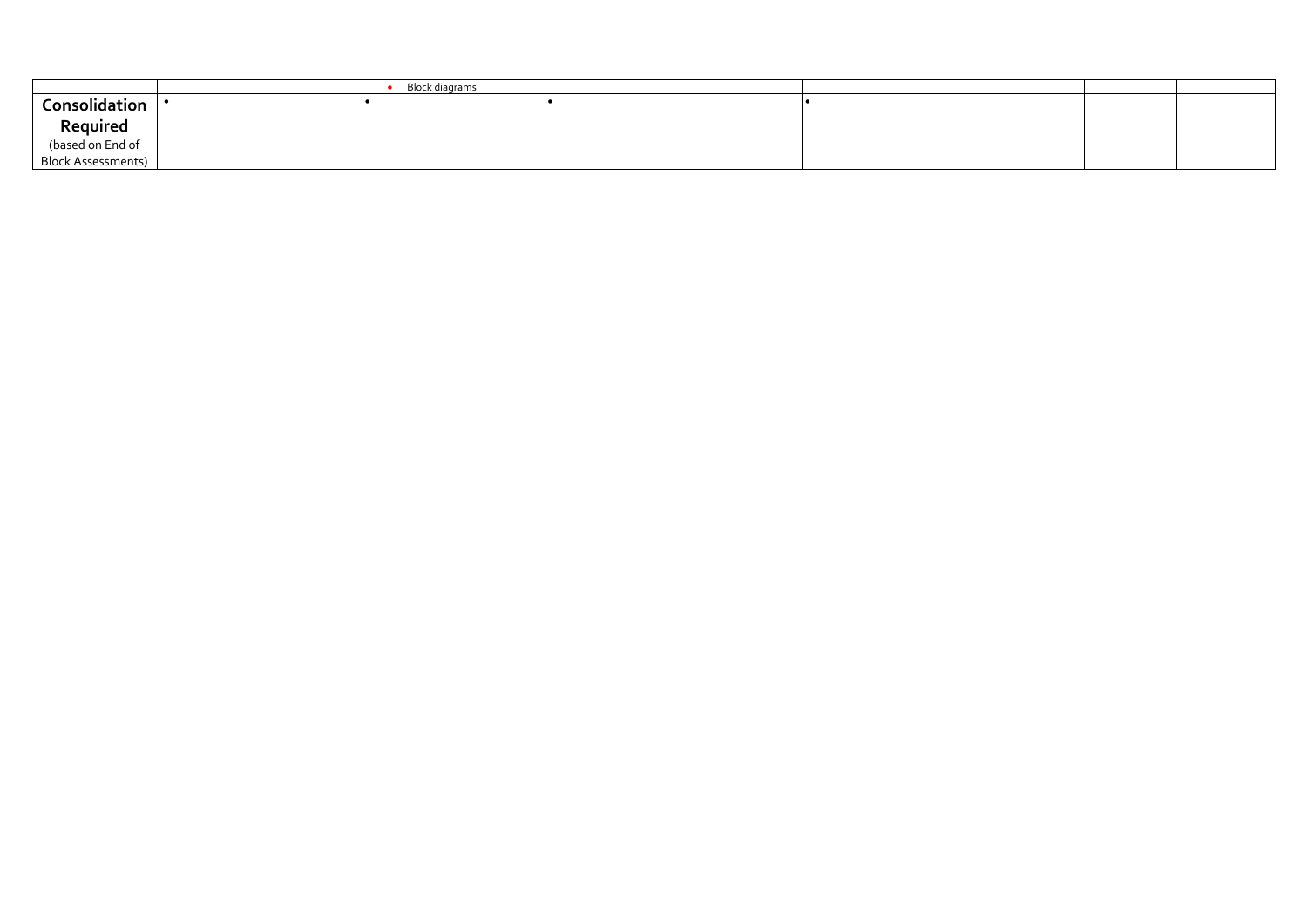| | | | | | | |
|---|---|---|---|---|---|---|
| | | • Block diagrams | | | | |
| **Consolidation Required** (based on End of Block Assessments) | • | • | • | • | | |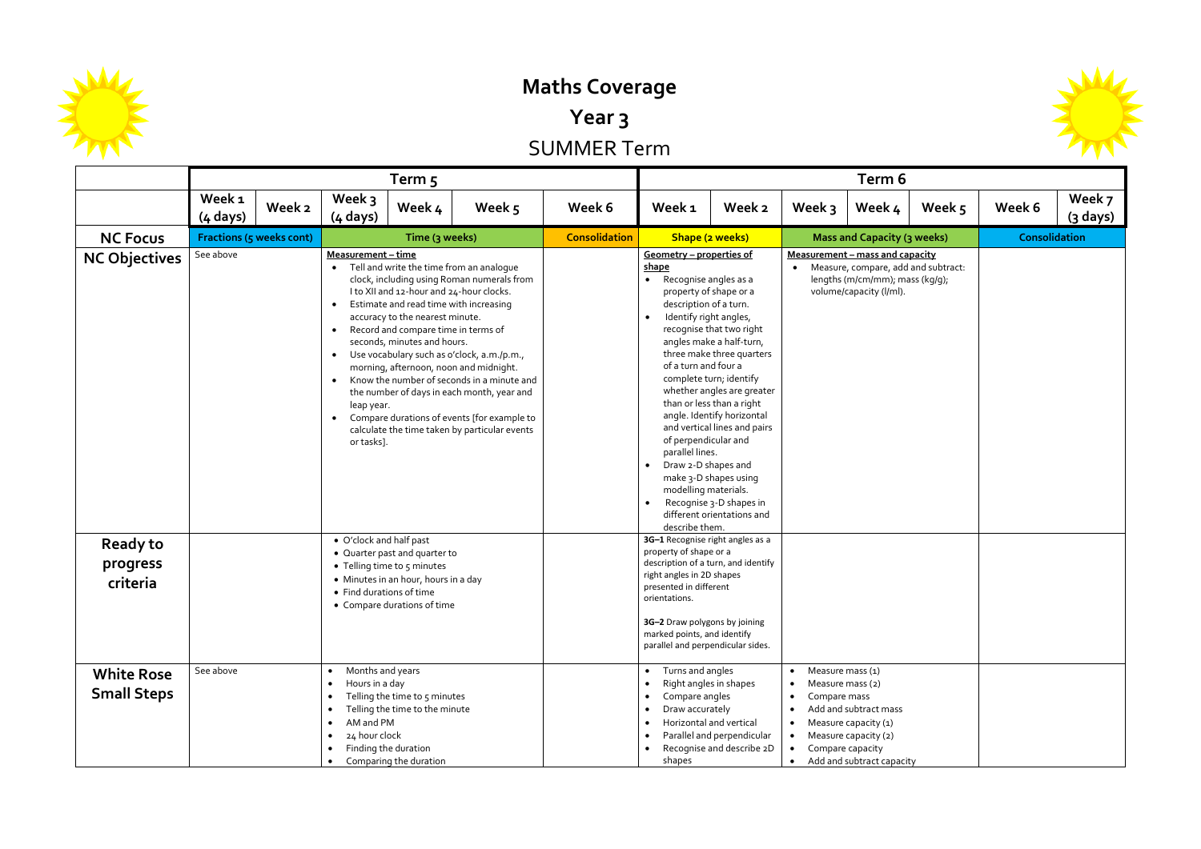# Maths Coverage

## Year 3

## SUMMER Term

| | Term 5 | | | | | | Term 6 | | | | | | |
|---|---|---|---|---|---|---|---|---|---|---|---|---|---|
| | Week 1 (4 days) | Week 2 | Week 3 (4 days) | Week 4 | Week 5 | Week 6 | Week 1 | Week 2 | Week 3 | Week 4 | Week 5 | Week 6 | Week 7 (3 days) |
| **NC Focus** | Fractions (5 weeks cont) | | Time (3 weeks) | | | Consolidation | Shape (2 weeks) | | Mass and Capacity (3 weeks) | | | Consolidation | |
| **NC Objectives** | See above | | **Measurement – time**<br>• Tell and write the time from an analogue clock, including using Roman numerals from I to XII and 12-hour and 24-hour clocks.<br>• Estimate and read time with increasing accuracy to the nearest minute.<br>• Record and compare time in terms of seconds, minutes and hours.<br>• Use vocabulary such as o'clock, a.m./p.m., morning, afternoon, noon and midnight.<br>• Know the number of seconds in a minute and the number of days in each month, year and leap year.<br>• Compare durations of events [for example to calculate the time taken by particular events or tasks]. | | | | **Geometry – properties of shape**<br>• Recognise angles as a property of shape or a description of a turn.<br>• Identify right angles, recognise that two right angles make a half-turn, three make three quarters of a turn and four a complete turn; identify whether angles are greater than or less than a right angle. Identify horizontal and vertical lines and pairs of perpendicular and parallel lines.<br>• Draw 2-D shapes and make 3-D shapes using modelling materials.<br>• Recognise 3-D shapes in different orientations and describe them. | | **Measurement – mass and capacity**<br>• Measure, compare, add and subtract: lengths (m/cm/mm); mass (kg/g); volume/capacity (l/ml). | | | | |
| **Ready to progress criteria** | | | • O'clock and half past<br>• Quarter past and quarter to<br>• Telling time to 5 minutes<br>• Minutes in an hour, hours in a day<br>• Find durations of time<br>• Compare durations of time | | | | **3G–1** Recognise right angles as a property of shape or a description of a turn, and identify right angles in 2D shapes presented in different orientations.<br><br>**3G–2** Draw polygons by joining marked points, and identify parallel and perpendicular sides. | | | | | | |
| **White Rose Small Steps** | See above | | • Months and years<br>• Hours in a day<br>• Telling the time to 5 minutes<br>• Telling the time to the minute<br>• AM and PM<br>• 24 hour clock<br>• Finding the duration<br>• Comparing the duration | | | | • Turns and angles<br>• Right angles in shapes<br>• Compare angles<br>• Draw accurately<br>• Horizontal and vertical<br>• Parallel and perpendicular<br>• Recognise and describe 2D shapes | | • Measure mass (1)<br>• Measure mass (2)<br>• Compare mass<br>• Add and subtract mass<br>• Measure capacity (1)<br>• Measure capacity (2)<br>• Compare capacity<br>• Add and subtract capacity | | | | |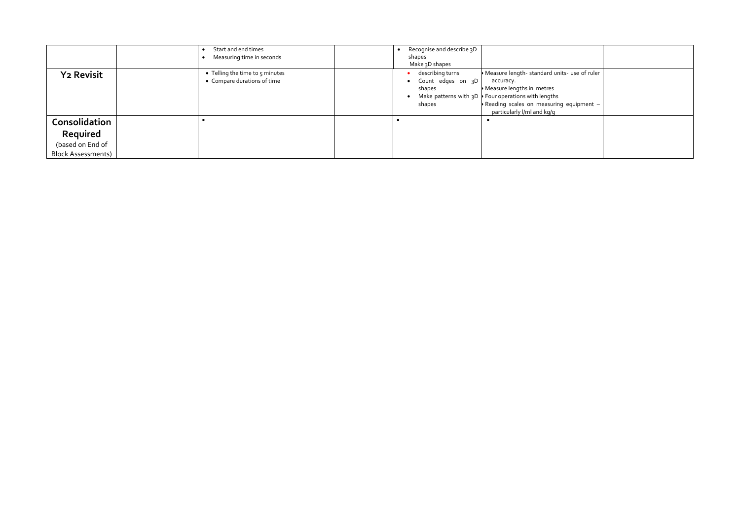| | | | | | | |
|---|---|---|---|---|---|---|
| | | • Start and end times<br>• Measuring time in seconds | | • Recognise and describe 3D shapes<br>Make 3D shapes | | |
| **Y2 Revisit** | | • Telling the time to 5 minutes<br>• Compare durations of time | | • describing turns<br>• Count edges on 3D shapes<br>• Make patterns with 3D shapes | • Measure length- standard units- use of ruler accuracy.<br>• Measure lengths in metres<br>• Four operations with lengths<br>• Reading scales on measuring equipment – particularly l/ml and kg/g | |
| **Consolidation Required** (based on End of Block Assessments) | | • | | • | • | |